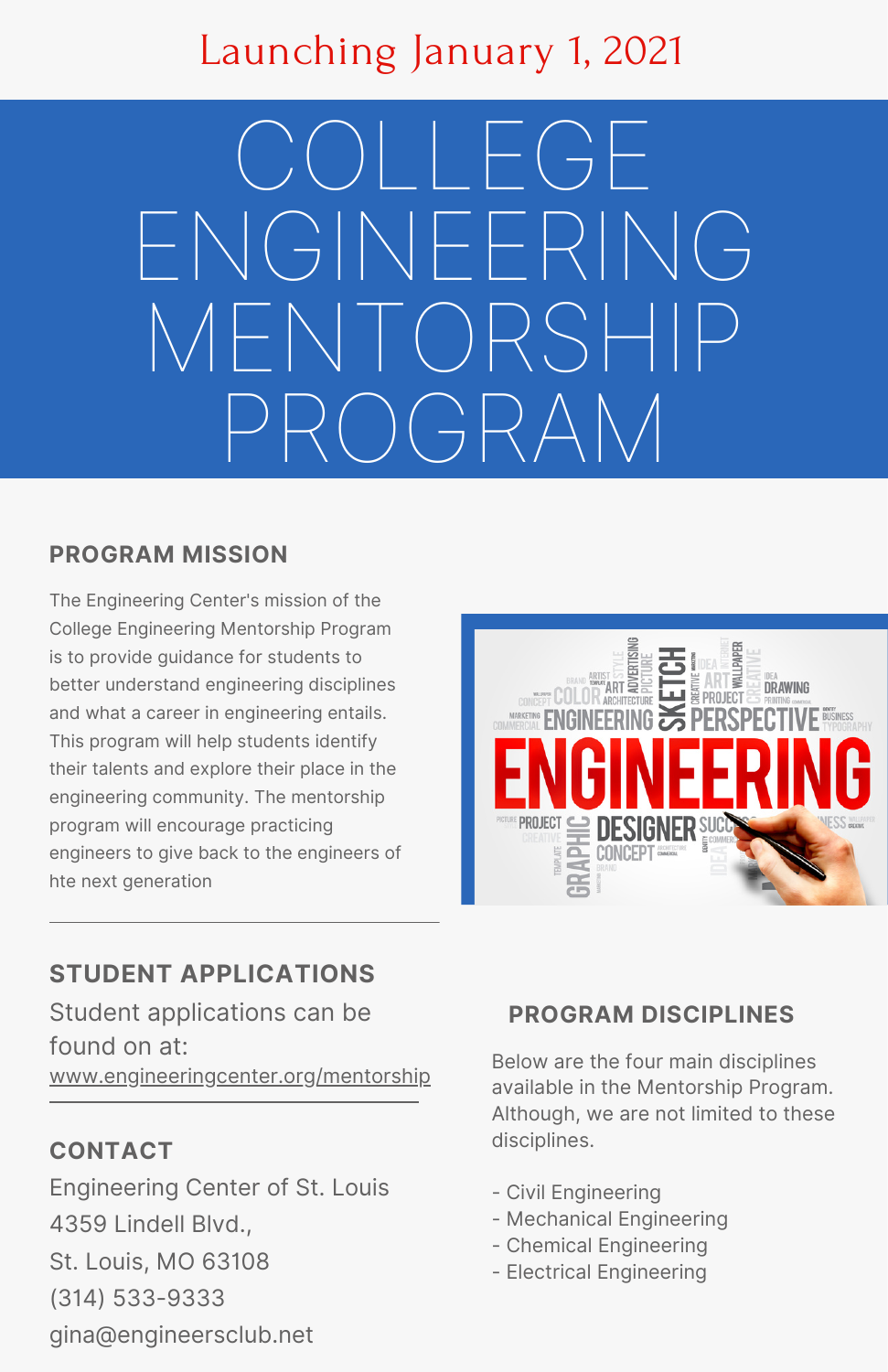Launching January 1, 2021

# COLLEGE ENGINEERING MENTORSHIP PROGRAM

## PROGRAM MISSION

The Engineering Center's mission of the College Engineering Mentorship Program is to provide guidance for students to better understand engineering disciplines and what a career in engineering entails. This program will help students identify their talents and explore their place in the engineering community. The mentorship program will encourage practicing engineers to give back to the engineers of hte next generation

## STUDENT APPLICATIONS

Student applications can be found on at:
www.engineeringcenter.org/mentorship

## CONTACT

Engineering Center of St. Louis
4359 Lindell Blvd.,
St. Louis, MO 63108
(314) 533-9333
gina@engineersclub.net

## PROGRAM DISCIPLINES

Below are the four main disciplines available in the Mentorship Program. Although, we are not limited to these disciplines.

- Civil Engineering
- Mechanical Engineering
- Chemical Engineering
- Electrical Engineering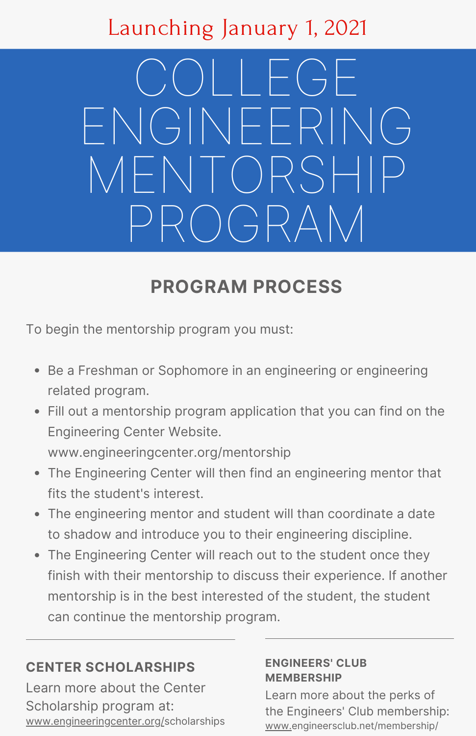Launching January 1, 2021

# COLLEGE ENGINEERING MENTORSHIP PROGRAM

## PROGRAM PROCESS

To begin the mentorship program you must:

- Be a Freshman or Sophomore in an engineering or engineering related program.
- Fill out a mentorship program application that you can find on the Engineering Center Website. www.engineeringcenter.org/mentorship
- The Engineering Center will then find an engineering mentor that fits the student's interest.
- The engineering mentor and student will than coordinate a date to shadow and introduce you to their engineering discipline.
- The Engineering Center will reach out to the student once they finish with their mentorship to discuss their experience. If another mentorship is in the best interested of the student, the student can continue the mentorship program.

---

### CENTER SCHOLARSHIPS

Learn more about the Center Scholarship program at:
www.engineeringcenter.org/scholarships

---

### ENGINEERS' CLUB MEMBERSHIP

Learn more about the perks of the Engineers' Club membership:
www.engineersclub.net/membership/